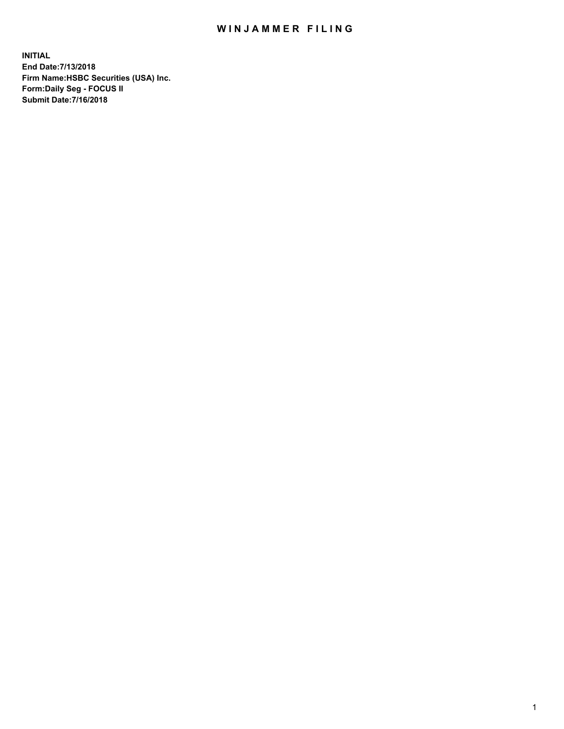# WINJAMMER FILING

**INITIAL**
**End Date:7/13/2018**
**Firm Name:HSBC Securities (USA) Inc.**
**Form:Daily Seg - FOCUS II**
**Submit Date:7/16/2018**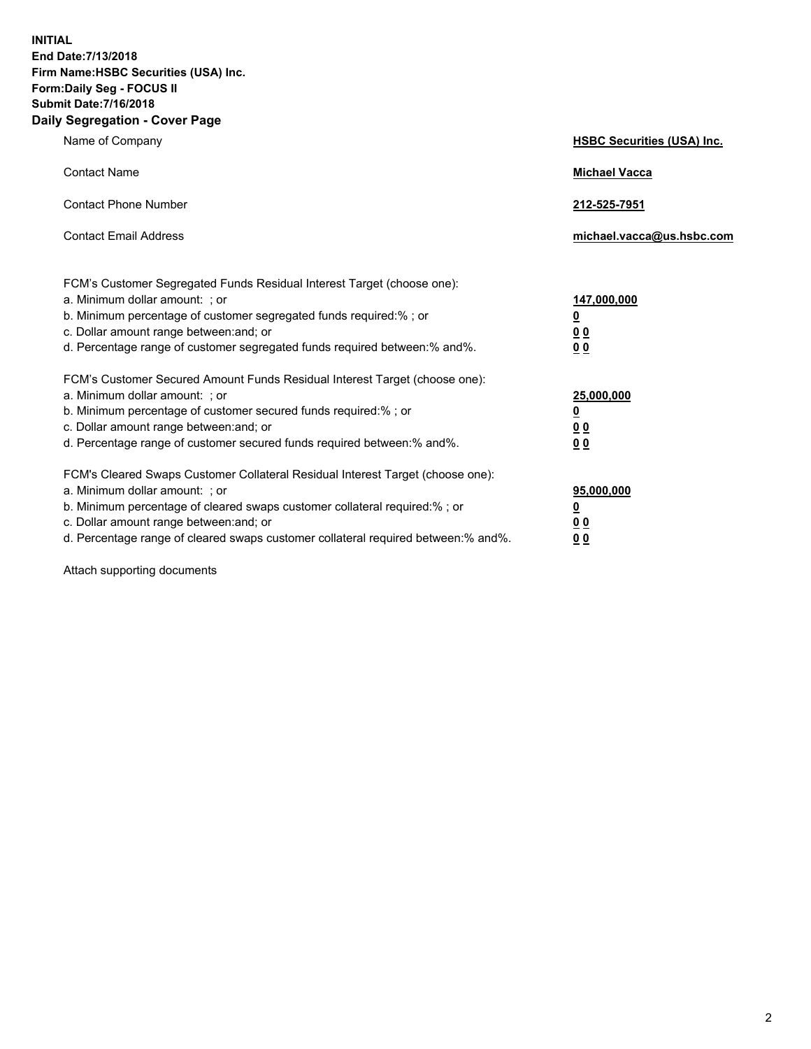**INITIAL**
**End Date:7/13/2018**
**Firm Name:HSBC Securities (USA) Inc.**
**Form:Daily Seg - FOCUS II**
**Submit Date:7/16/2018**

## Daily Segregation - Cover Page

| | |
|---|---|
| Name of Company | **HSBC Securities (USA) Inc.** |
| Contact Name | **Michael Vacca** |
| Contact Phone Number | **212-525-7951** |
| Contact Email Address | **michael.vacca@us.hsbc.com** |

FCM's Customer Segregated Funds Residual Interest Target (choose one):

| | |
|---|---|
| a. Minimum dollar amount: ; or | **147,000,000** |
| b. Minimum percentage of customer segregated funds required:% ; or | **0** |
| c. Dollar amount range between:and; or | **0 0** |
| d. Percentage range of customer segregated funds required between:% and%. | **0 0** |

FCM's Customer Secured Amount Funds Residual Interest Target (choose one):

| | |
|---|---|
| a. Minimum dollar amount: ; or | **25,000,000** |
| b. Minimum percentage of customer secured funds required:% ; or | **0** |
| c. Dollar amount range between:and; or | **0 0** |
| d. Percentage range of customer secured funds required between:% and%. | **0 0** |

FCM's Cleared Swaps Customer Collateral Residual Interest Target (choose one):

| | |
|---|---|
| a. Minimum dollar amount: ; or | **95,000,000** |
| b. Minimum percentage of cleared swaps customer collateral required:% ; or | **0** |
| c. Dollar amount range between:and; or | **0 0** |
| d. Percentage range of cleared swaps customer collateral required between:% and%. | **0 0** |

Attach supporting documents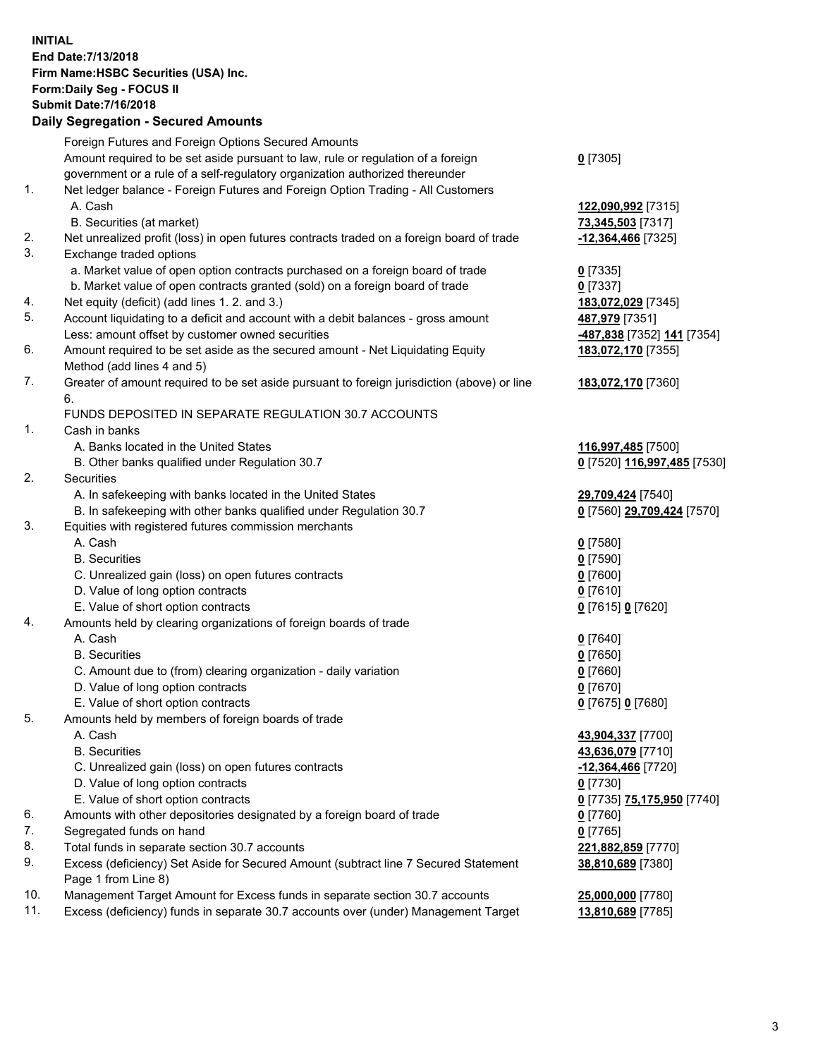**INITIAL**
**End Date:7/13/2018**
**Firm Name:HSBC Securities (USA) Inc.**
**Form:Daily Seg - FOCUS II**
**Submit Date:7/16/2018**
**Daily Segregation - Secured Amounts**

| | | |
|---|---|---|
| | Foreign Futures and Foreign Options Secured Amounts | |
| | Amount required to be set aside pursuant to law, rule or regulation of a foreign government or a rule of a self-regulatory organization authorized thereunder | **0** [7305] |
| 1. | Net ledger balance - Foreign Futures and Foreign Option Trading - All Customers | |
| | A. Cash | **122,090,992** [7315] |
| | B. Securities (at market) | **73,345,503** [7317] |
| 2. | Net unrealized profit (loss) in open futures contracts traded on a foreign board of trade | **-12,364,466** [7325] |
| 3. | Exchange traded options | |
| | a. Market value of open option contracts purchased on a foreign board of trade | **0** [7335] |
| | b. Market value of open contracts granted (sold) on a foreign board of trade | **0** [7337] |
| 4. | Net equity (deficit) (add lines 1. 2. and 3.) | **183,072,029** [7345] |
| 5. | Account liquidating to a deficit and account with a debit balances - gross amount | **487,979** [7351] |
| | Less: amount offset by customer owned securities | **-487,838** [7352] **141** [7354] |
| 6. | Amount required to be set aside as the secured amount - Net Liquidating Equity Method (add lines 4 and 5) | **183,072,170** [7355] |
| 7. | Greater of amount required to be set aside pursuant to foreign jurisdiction (above) or line 6. | **183,072,170** [7360] |
| | FUNDS DEPOSITED IN SEPARATE REGULATION 30.7 ACCOUNTS | |
| 1. | Cash in banks | |
| | A. Banks located in the United States | **116,997,485** [7500] |
| | B. Other banks qualified under Regulation 30.7 | **0** [7520] **116,997,485** [7530] |
| 2. | Securities | |
| | A. In safekeeping with banks located in the United States | **29,709,424** [7540] |
| | B. In safekeeping with other banks qualified under Regulation 30.7 | **0** [7560] **29,709,424** [7570] |
| 3. | Equities with registered futures commission merchants | |
| | A. Cash | **0** [7580] |
| | B. Securities | **0** [7590] |
| | C. Unrealized gain (loss) on open futures contracts | **0** [7600] |
| | D. Value of long option contracts | **0** [7610] |
| | E. Value of short option contracts | **0** [7615] **0** [7620] |
| 4. | Amounts held by clearing organizations of foreign boards of trade | |
| | A. Cash | **0** [7640] |
| | B. Securities | **0** [7650] |
| | C. Amount due to (from) clearing organization - daily variation | **0** [7660] |
| | D. Value of long option contracts | **0** [7670] |
| | E. Value of short option contracts | **0** [7675] **0** [7680] |
| 5. | Amounts held by members of foreign boards of trade | |
| | A. Cash | **43,904,337** [7700] |
| | B. Securities | **43,636,079** [7710] |
| | C. Unrealized gain (loss) on open futures contracts | **-12,364,466** [7720] |
| | D. Value of long option contracts | **0** [7730] |
| | E. Value of short option contracts | **0** [7735] **75,175,950** [7740] |
| 6. | Amounts with other depositories designated by a foreign board of trade | **0** [7760] |
| 7. | Segregated funds on hand | **0** [7765] |
| 8. | Total funds in separate section 30.7 accounts | **221,882,859** [7770] |
| 9. | Excess (deficiency) Set Aside for Secured Amount (subtract line 7 Secured Statement Page 1 from Line 8) | **38,810,689** [7380] |
| 10. | Management Target Amount for Excess funds in separate section 30.7 accounts | **25,000,000** [7780] |
| 11. | Excess (deficiency) funds in separate 30.7 accounts over (under) Management Target | **13,810,689** [7785] |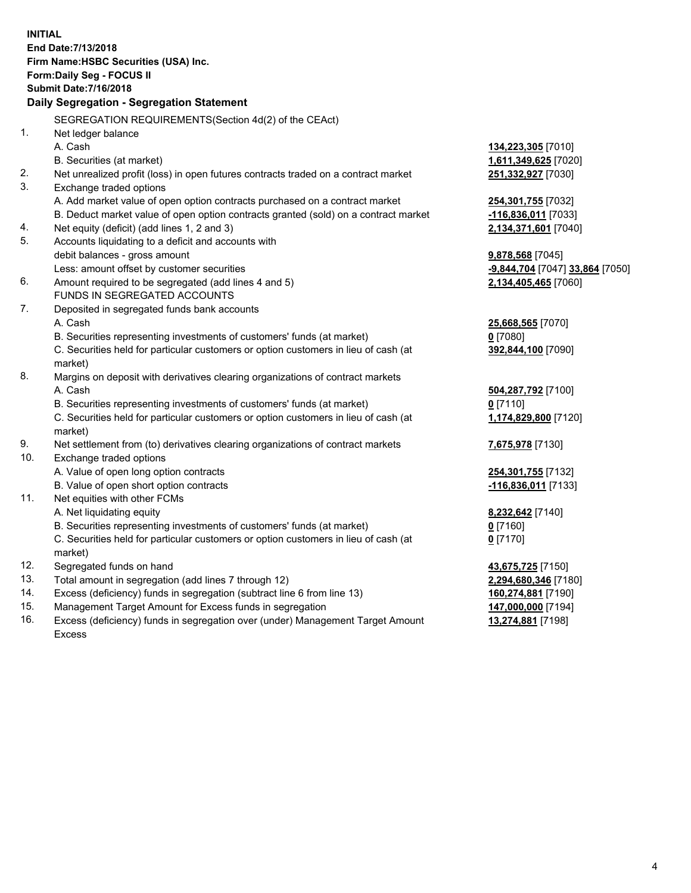**INITIAL**
**End Date:7/13/2018**
**Firm Name:HSBC Securities (USA) Inc.**
**Form:Daily Seg - FOCUS II**
**Submit Date:7/16/2018**

## Daily Segregation - Segregation Statement

| | | |
|---|---|---|
| | SEGREGATION REQUIREMENTS(Section 4d(2) of the CEAct) | |
| 1. | Net ledger balance | |
| | A. Cash | **134,223,305** [7010] |
| | B. Securities (at market) | **1,611,349,625** [7020] |
| 2. | Net unrealized profit (loss) in open futures contracts traded on a contract market | **251,332,927** [7030] |
| 3. | Exchange traded options | |
| | A. Add market value of open option contracts purchased on a contract market | **254,301,755** [7032] |
| | B. Deduct market value of open option contracts granted (sold) on a contract market | **-116,836,011** [7033] |
| 4. | Net equity (deficit) (add lines 1, 2 and 3) | **2,134,371,601** [7040] |
| 5. | Accounts liquidating to a deficit and accounts with debit balances - gross amount | **9,878,568** [7045] |
| | Less: amount offset by customer securities | **-9,844,704** [7047] **33,864** [7050] |
| 6. | Amount required to be segregated (add lines 4 and 5) | **2,134,405,465** [7060] |
| | FUNDS IN SEGREGATED ACCOUNTS | |
| 7. | Deposited in segregated funds bank accounts | |
| | A. Cash | **25,668,565** [7070] |
| | B. Securities representing investments of customers' funds (at market) | **0** [7080] |
| | C. Securities held for particular customers or option customers in lieu of cash (at market) | **392,844,100** [7090] |
| 8. | Margins on deposit with derivatives clearing organizations of contract markets | |
| | A. Cash | **504,287,792** [7100] |
| | B. Securities representing investments of customers' funds (at market) | **0** [7110] |
| | C. Securities held for particular customers or option customers in lieu of cash (at market) | **1,174,829,800** [7120] |
| 9. | Net settlement from (to) derivatives clearing organizations of contract markets | **7,675,978** [7130] |
| 10. | Exchange traded options | |
| | A. Value of open long option contracts | **254,301,755** [7132] |
| | B. Value of open short option contracts | **-116,836,011** [7133] |
| 11. | Net equities with other FCMs | |
| | A. Net liquidating equity | **8,232,642** [7140] |
| | B. Securities representing investments of customers' funds (at market) | **0** [7160] |
| | C. Securities held for particular customers or option customers in lieu of cash (at market) | **0** [7170] |
| 12. | Segregated funds on hand | **43,675,725** [7150] |
| 13. | Total amount in segregation (add lines 7 through 12) | **2,294,680,346** [7180] |
| 14. | Excess (deficiency) funds in segregation (subtract line 6 from line 13) | **160,274,881** [7190] |
| 15. | Management Target Amount for Excess funds in segregation | **147,000,000** [7194] |
| 16. | Excess (deficiency) funds in segregation over (under) Management Target Amount Excess | **13,274,881** [7198] |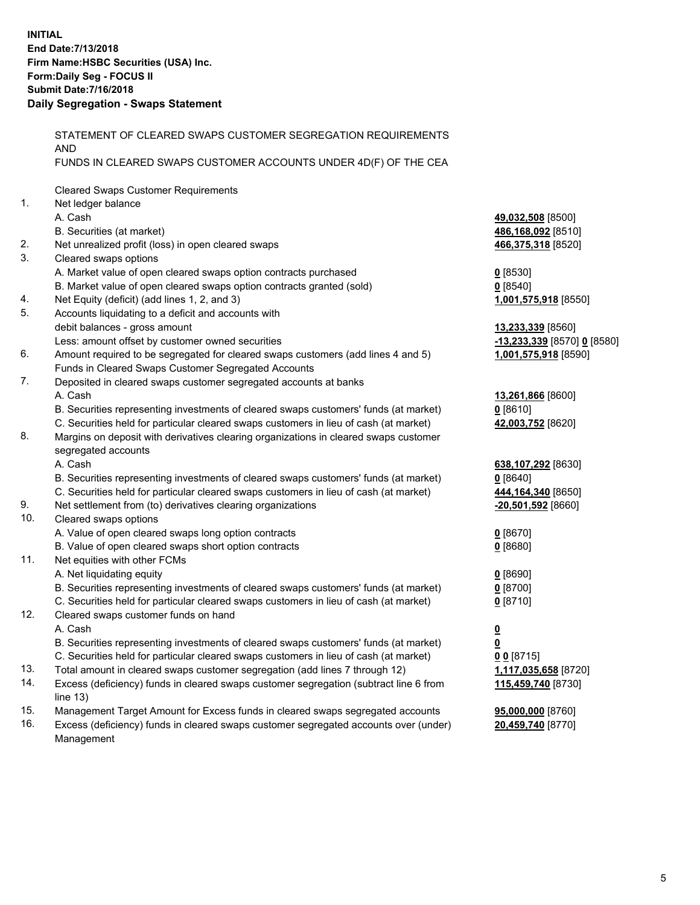**INITIAL**
**End Date:7/13/2018**
**Firm Name:HSBC Securities (USA) Inc.**
**Form:Daily Seg - FOCUS II**
**Submit Date:7/16/2018**
**Daily Segregation - Swaps Statement**

STATEMENT OF CLEARED SWAPS CUSTOMER SEGREGATION REQUIREMENTS AND FUNDS IN CLEARED SWAPS CUSTOMER ACCOUNTS UNDER 4D(F) OF THE CEA

| | | |
|---|---|---|
| | Cleared Swaps Customer Requirements | |
| 1. | Net ledger balance | |
| | A. Cash | **49,032,508** [8500] |
| | B. Securities (at market) | **486,168,092** [8510] |
| 2. | Net unrealized profit (loss) in open cleared swaps | **466,375,318** [8520] |
| 3. | Cleared swaps options | |
| | A. Market value of open cleared swaps option contracts purchased | **0** [8530] |
| | B. Market value of open cleared swaps option contracts granted (sold) | **0** [8540] |
| 4. | Net Equity (deficit) (add lines 1, 2, and 3) | **1,001,575,918** [8550] |
| 5. | Accounts liquidating to a deficit and accounts with debit balances - gross amount | **13,233,339** [8560] |
| | Less: amount offset by customer owned securities | **-13,233,339** [8570] **0** [8580] |
| 6. | Amount required to be segregated for cleared swaps customers (add lines 4 and 5) | **1,001,575,918** [8590] |
| | Funds in Cleared Swaps Customer Segregated Accounts | |
| 7. | Deposited in cleared swaps customer segregated accounts at banks | |
| | A. Cash | **13,261,866** [8600] |
| | B. Securities representing investments of cleared swaps customers' funds (at market) | **0** [8610] |
| | C. Securities held for particular cleared swaps customers in lieu of cash (at market) | **42,003,752** [8620] |
| 8. | Margins on deposit with derivatives clearing organizations in cleared swaps customer segregated accounts | |
| | A. Cash | **638,107,292** [8630] |
| | B. Securities representing investments of cleared swaps customers' funds (at market) | **0** [8640] |
| | C. Securities held for particular cleared swaps customers in lieu of cash (at market) | **444,164,340** [8650] |
| 9. | Net settlement from (to) derivatives clearing organizations | **-20,501,592** [8660] |
| 10. | Cleared swaps options | |
| | A. Value of open cleared swaps long option contracts | **0** [8670] |
| | B. Value of open cleared swaps short option contracts | **0** [8680] |
| 11. | Net equities with other FCMs | |
| | A. Net liquidating equity | **0** [8690] |
| | B. Securities representing investments of cleared swaps customers' funds (at market) | **0** [8700] |
| | C. Securities held for particular cleared swaps customers in lieu of cash (at market) | **0** [8710] |
| 12. | Cleared swaps customer funds on hand | |
| | A. Cash | **0** |
| | B. Securities representing investments of cleared swaps customers' funds (at market) | **0** |
| | C. Securities held for particular cleared swaps customers in lieu of cash (at market) | **0** **0** [8715] |
| 13. | Total amount in cleared swaps customer segregation (add lines 7 through 12) | **1,117,035,658** [8720] |
| 14. | Excess (deficiency) funds in cleared swaps customer segregation (subtract line 6 from line 13) | **115,459,740** [8730] |
| 15. | Management Target Amount for Excess funds in cleared swaps segregated accounts | **95,000,000** [8760] |
| 16. | Excess (deficiency) funds in cleared swaps customer segregated accounts over (under) Management | **20,459,740** [8770] |